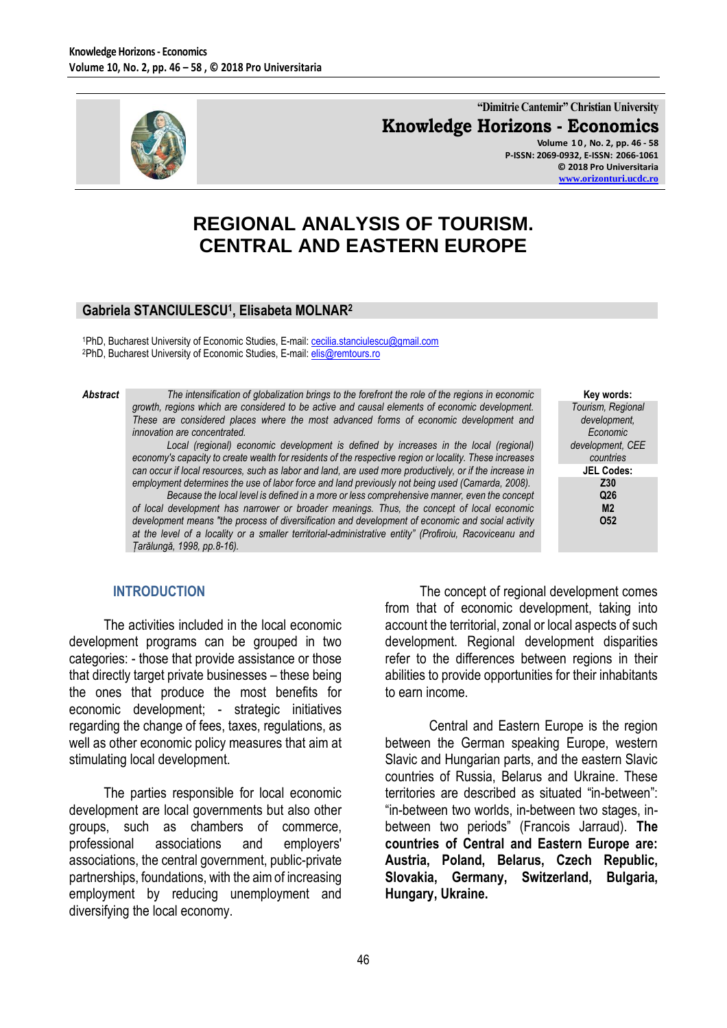# REGIONAL ANALYSIS OF TOURISM. CENTRAL AND EASTERN EUROPE

**Gabriela STANCIULESCU[1], Elisabeta MOLNAR[2]**

[1]PhD, Bucharest University of Economic Studies, E-mail: cecilia.stanciulescu@gmail.com
[2]PhD, Bucharest University of Economic Studies, E-mail: elis@remtours.ro

***Abstract***

*The intensification of globalization brings to the forefront the role of the regions in economic growth, regions which are considered to be active and causal elements of economic development. These are considered places where the most advanced forms of economic development and innovation are concentrated.*

*Local (regional) economic development is defined by increases in the local (regional) economy's capacity to create wealth for residents of the respective region or locality. These increases can occur if local resources, such as labor and land, are used more productively, or if the increase in employment determines the use of labor force and land previously not being used (Camarda, 2008).*

*Because the local level is defined in a more or less comprehensive manner, even the concept of local development has narrower or broader meanings. Thus, the concept of local economic development means "the process of diversification and development of economic and social activity at the level of a locality or a smaller territorial-administrative entity" (Profiroiu, Racoviceanu and Țarălungă, 1998, pp.8-16).*

**Key words:** *Tourism, Regional development, Economic development, CEE countries*

**JEL Codes:** Z30, Q26, M2, O52

## INTRODUCTION

The activities included in the local economic development programs can be grouped in two categories: - those that provide assistance or those that directly target private businesses – these being the ones that produce the most benefits for economic development; - strategic initiatives regarding the change of fees, taxes, regulations, as well as other economic policy measures that aim at stimulating local development.

The parties responsible for local economic development are local governments but also other groups, such as chambers of commerce, professional associations and employers' associations, the central government, public-private partnerships, foundations, with the aim of increasing employment by reducing unemployment and diversifying the local economy.

The concept of regional development comes from that of economic development, taking into account the territorial, zonal or local aspects of such development. Regional development disparities refer to the differences between regions in their abilities to provide opportunities for their inhabitants to earn income.

Central and Eastern Europe is the region between the German speaking Europe, western Slavic and Hungarian parts, and the eastern Slavic countries of Russia, Belarus and Ukraine. These territories are described as situated "in-between": "in-between two worlds, in-between two stages, in-between two periods" (Francois Jarraud). **The countries of Central and Eastern Europe are: Austria, Poland, Belarus, Czech Republic, Slovakia, Germany, Switzerland, Bulgaria, Hungary, Ukraine.**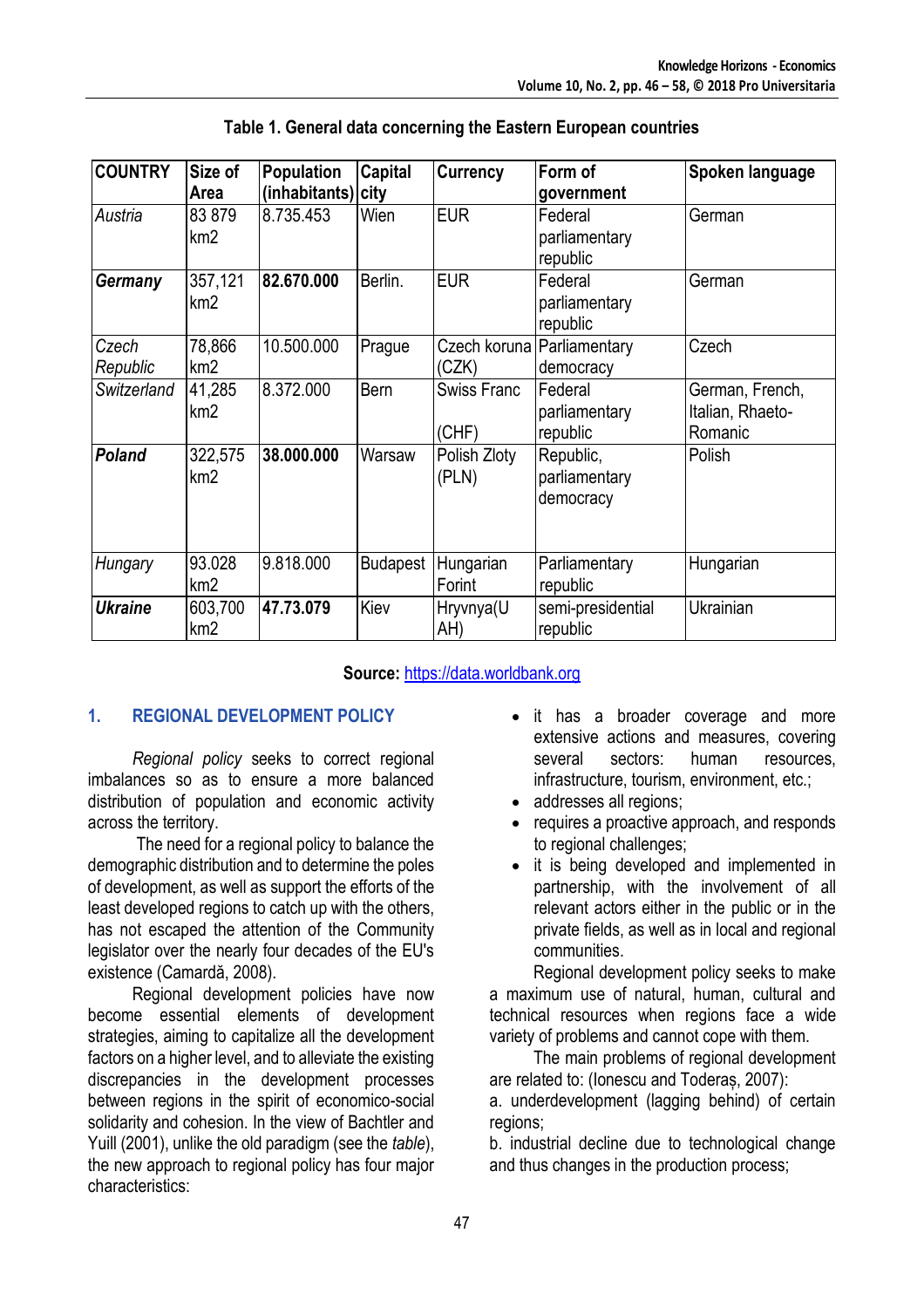**Table 1. General data concerning the Eastern European countries**

| COUNTRY | Size of Area | Population (inhabitants) | Capital city | Currency | Form of government | Spoken language |
|---|---|---|---|---|---|---|
| *Austria* | 83 879 km2 | 8.735.453 | Wien | EUR | Federal parliamentary republic | German |
| ***Germany*** | 357,121 km2 | **82.670.000** | Berlin. | EUR | Federal parliamentary republic | German |
| *Czech Republic* | 78,866 km2 | 10.500.000 | Prague | Czech koruna (CZK) | Parliamentary democracy | Czech |
| *Switzerland* | 41,285 km2 | 8.372.000 | Bern | Swiss Franc (CHF) | Federal parliamentary republic | German, French, Italian, Rhaeto-Romanic |
| ***Poland*** | 322,575 km2 | **38.000.000** | Warsaw | Polish Zloty (PLN) | Republic, parliamentary democracy | Polish |
| *Hungary* | 93.028 km2 | 9.818.000 | Budapest | Hungarian Forint | Parliamentary republic | Hungarian |
| ***Ukraine*** | 603,700 km2 | **47.73.079** | Kiev | Hryvnya(UAH) | semi-presidential republic | Ukrainian |

**Source:** https://data.worldbank.org

## 1. REGIONAL DEVELOPMENT POLICY

*Regional policy* seeks to correct regional imbalances so as to ensure a more balanced distribution of population and economic activity across the territory.

The need for a regional policy to balance the demographic distribution and to determine the poles of development, as well as support the efforts of the least developed regions to catch up with the others, has not escaped the attention of the Community legislator over the nearly four decades of the EU's existence (Camardă, 2008).

Regional development policies have now become essential elements of development strategies, aiming to capitalize all the development factors on a higher level, and to alleviate the existing discrepancies in the development processes between regions in the spirit of economico-social solidarity and cohesion. In the view of Bachtler and Yuill (2001), unlike the old paradigm (see the *table*), the new approach to regional policy has four major characteristics:

- it has a broader coverage and more extensive actions and measures, covering several sectors: human resources, infrastructure, tourism, environment, etc.;
- addresses all regions;
- requires a proactive approach, and responds to regional challenges;
- it is being developed and implemented in partnership, with the involvement of all relevant actors either in the public or in the private fields, as well as in local and regional communities.

Regional development policy seeks to make a maximum use of natural, human, cultural and technical resources when regions face a wide variety of problems and cannot cope with them.

The main problems of regional development are related to: (Ionescu and Toderaș, 2007):

a. underdevelopment (lagging behind) of certain regions;

b. industrial decline due to technological change and thus changes in the production process;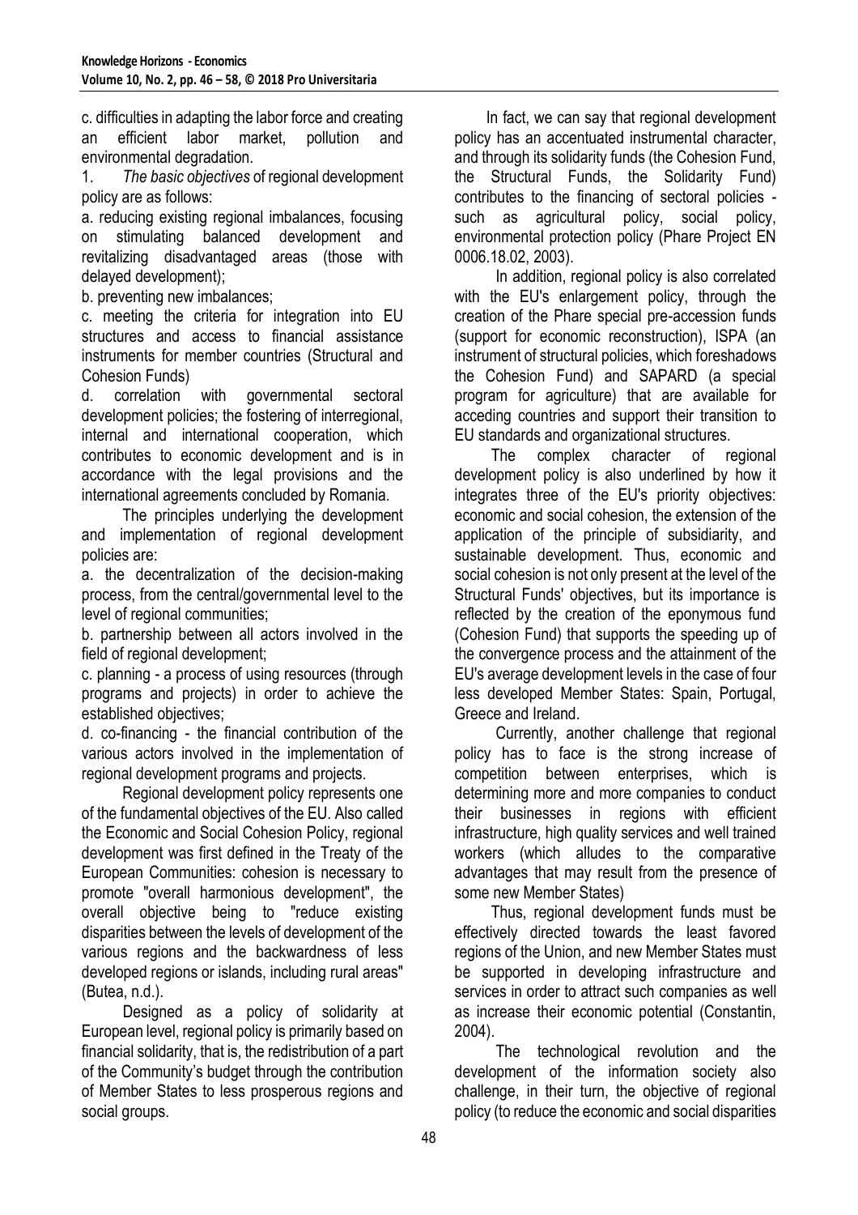c. difficulties in adapting the labor force and creating an efficient labor market, pollution and environmental degradation.

1. *The basic objectives* of regional development policy are as follows:

a. reducing existing regional imbalances, focusing on stimulating balanced development and revitalizing disadvantaged areas (those with delayed development);

b. preventing new imbalances;

c. meeting the criteria for integration into EU structures and access to financial assistance instruments for member countries (Structural and Cohesion Funds)

d. correlation with governmental sectoral development policies; the fostering of interregional, internal and international cooperation, which contributes to economic development and is in accordance with the legal provisions and the international agreements concluded by Romania.

The principles underlying the development and implementation of regional development policies are:

a. the decentralization of the decision-making process, from the central/governmental level to the level of regional communities;

b. partnership between all actors involved in the field of regional development;

c. planning - a process of using resources (through programs and projects) in order to achieve the established objectives;

d. co-financing - the financial contribution of the various actors involved in the implementation of regional development programs and projects.

Regional development policy represents one of the fundamental objectives of the EU. Also called the Economic and Social Cohesion Policy, regional development was first defined in the Treaty of the European Communities: cohesion is necessary to promote "overall harmonious development", the overall objective being to "reduce existing disparities between the levels of development of the various regions and the backwardness of less developed regions or islands, including rural areas" (Butea, n.d.).

Designed as a policy of solidarity at European level, regional policy is primarily based on financial solidarity, that is, the redistribution of a part of the Community's budget through the contribution of Member States to less prosperous regions and social groups.

In fact, we can say that regional development policy has an accentuated instrumental character, and through its solidarity funds (the Cohesion Fund, the Structural Funds, the Solidarity Fund) contributes to the financing of sectoral policies - such as agricultural policy, social policy, environmental protection policy (Phare Project EN 0006.18.02, 2003).

In addition, regional policy is also correlated with the EU's enlargement policy, through the creation of the Phare special pre-accession funds (support for economic reconstruction), ISPA (an instrument of structural policies, which foreshadows the Cohesion Fund) and SAPARD (a special program for agriculture) that are available for acceding countries and support their transition to EU standards and organizational structures.

The complex character of regional development policy is also underlined by how it integrates three of the EU's priority objectives: economic and social cohesion, the extension of the application of the principle of subsidiarity, and sustainable development. Thus, economic and social cohesion is not only present at the level of the Structural Funds' objectives, but its importance is reflected by the creation of the eponymous fund (Cohesion Fund) that supports the speeding up of the convergence process and the attainment of the EU's average development levels in the case of four less developed Member States: Spain, Portugal, Greece and Ireland.

Currently, another challenge that regional policy has to face is the strong increase of competition between enterprises, which is determining more and more companies to conduct their businesses in regions with efficient infrastructure, high quality services and well trained workers (which alludes to the comparative advantages that may result from the presence of some new Member States)

Thus, regional development funds must be effectively directed towards the least favored regions of the Union, and new Member States must be supported in developing infrastructure and services in order to attract such companies as well as increase their economic potential (Constantin, 2004).

The technological revolution and the development of the information society also challenge, in their turn, the objective of regional policy (to reduce the economic and social disparities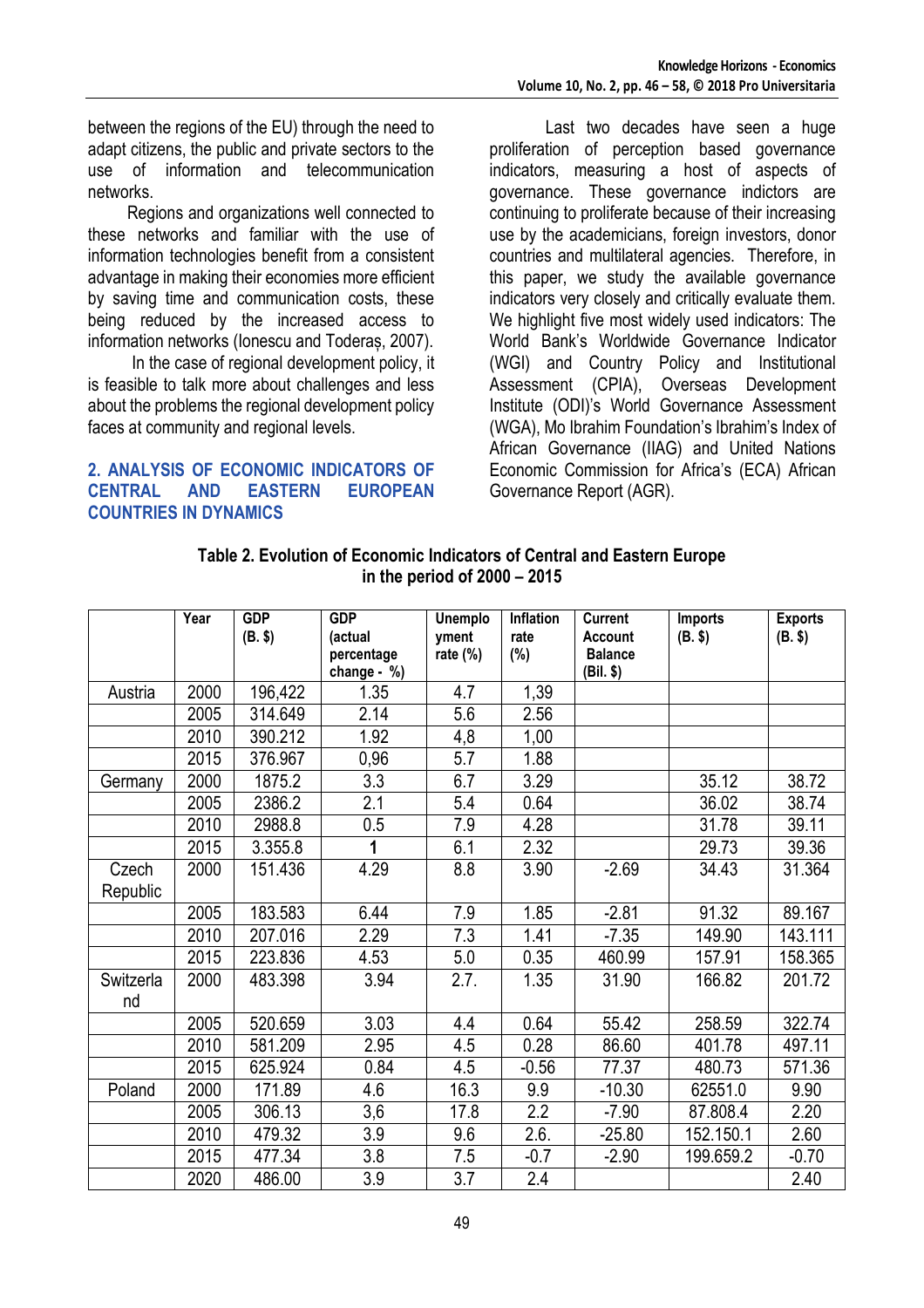between the regions of the EU) through the need to adapt citizens, the public and private sectors to the use of information and telecommunication networks.

Regions and organizations well connected to these networks and familiar with the use of information technologies benefit from a consistent advantage in making their economies more efficient by saving time and communication costs, these being reduced by the increased access to information networks (Ionescu and Toderaș, 2007).

In the case of regional development policy, it is feasible to talk more about challenges and less about the problems the regional development policy faces at community and regional levels.

## 2. ANALYSIS OF ECONOMIC INDICATORS OF CENTRAL AND EASTERN EUROPEAN COUNTRIES IN DYNAMICS

Last two decades have seen a huge proliferation of perception based governance indicators, measuring a host of aspects of governance. These governance indictors are continuing to proliferate because of their increasing use by the academicians, foreign investors, donor countries and multilateral agencies. Therefore, in this paper, we study the available governance indicators very closely and critically evaluate them. We highlight five most widely used indicators: The World Bank's Worldwide Governance Indicator (WGI) and Country Policy and Institutional Assessment (CPIA), Overseas Development Institute (ODI)'s World Governance Assessment (WGA), Mo Ibrahim Foundation's Ibrahim's Index of African Governance (IIAG) and United Nations Economic Commission for Africa's (ECA) African Governance Report (AGR).

**Table 2. Evolution of Economic Indicators of Central and Eastern Europe in the period of 2000 – 2015**

| | Year | GDP (B. $) | GDP (actual percentage change - %) | Unemployment rate (%) | Inflation rate (%) | Current Account Balance (Bil. $) | Imports (B. $) | Exports (B. $) |
|---|---|---|---|---|---|---|---|---|
| Austria | 2000 | 196,422 | 1.35 | 4.7 | 1,39 | | | |
| | 2005 | 314.649 | 2.14 | 5.6 | 2.56 | | | |
| | 2010 | 390.212 | 1.92 | 4,8 | 1,00 | | | |
| | 2015 | 376.967 | 0,96 | 5.7 | 1.88 | | | |
| Germany | 2000 | 1875.2 | 3.3 | 6.7 | 3.29 | | 35.12 | 38.72 |
| | 2005 | 2386.2 | 2.1 | 5.4 | 0.64 | | 36.02 | 38.74 |
| | 2010 | 2988.8 | 0.5 | 7.9 | 4.28 | | 31.78 | 39.11 |
| | 2015 | 3.355.8 | **1** | 6.1 | 2.32 | | 29.73 | 39.36 |
| Czech Republic | 2000 | 151.436 | 4.29 | 8.8 | 3.90 | -2.69 | 34.43 | 31.364 |
| | 2005 | 183.583 | 6.44 | 7.9 | 1.85 | -2.81 | 91.32 | 89.167 |
| | 2010 | 207.016 | 2.29 | 7.3 | 1.41 | -7.35 | 149.90 | 143.111 |
| | 2015 | 223.836 | 4.53 | 5.0 | 0.35 | 460.99 | 157.91 | 158.365 |
| Switzerland | 2000 | 483.398 | 3.94 | 2.7. | 1.35 | 31.90 | 166.82 | 201.72 |
| | 2005 | 520.659 | 3.03 | 4.4 | 0.64 | 55.42 | 258.59 | 322.74 |
| | 2010 | 581.209 | 2.95 | 4.5 | 0.28 | 86.60 | 401.78 | 497.11 |
| | 2015 | 625.924 | 0.84 | 4.5 | -0.56 | 77.37 | 480.73 | 571.36 |
| Poland | 2000 | 171.89 | 4.6 | 16.3 | 9.9 | -10.30 | 62551.0 | 9.90 |
| | 2005 | 306.13 | 3,6 | 17.8 | 2.2 | -7.90 | 87.808.4 | 2.20 |
| | 2010 | 479.32 | 3.9 | 9.6 | 2.6. | -25.80 | 152.150.1 | 2.60 |
| | 2015 | 477.34 | 3.8 | 7.5 | -0.7 | -2.90 | 199.659.2 | -0.70 |
| | 2020 | 486.00 | 3.9 | 3.7 | 2.4 | | | 2.40 |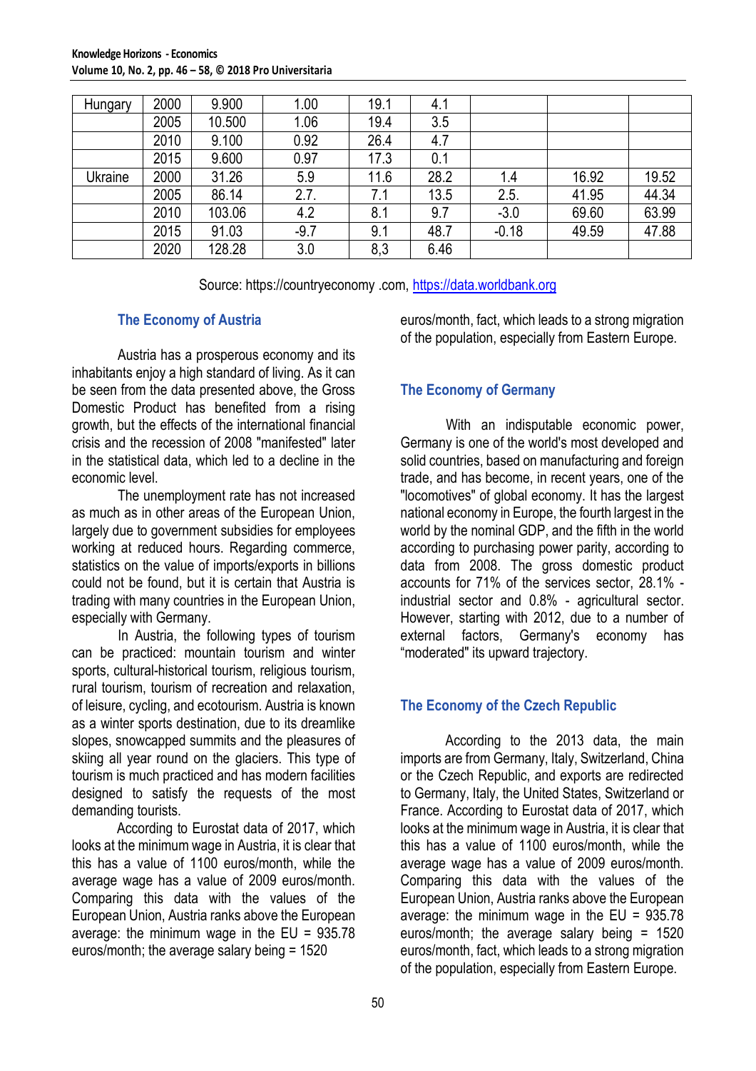| Hungary | 2000 | 9.900 | 1.00 | 19.1 | 4.1 | | | |
|---|---|---|---|---|---|---|---|---|
| | 2005 | 10.500 | 1.06 | 19.4 | 3.5 | | | |
| | 2010 | 9.100 | 0.92 | 26.4 | 4.7 | | | |
| | 2015 | 9.600 | 0.97 | 17.3 | 0.1 | | | |
| Ukraine | 2000 | 31.26 | 5.9 | 11.6 | 28.2 | 1.4 | 16.92 | 19.52 |
| | 2005 | 86.14 | 2.7. | 7.1 | 13.5 | 2.5. | 41.95 | 44.34 |
| | 2010 | 103.06 | 4.2 | 8.1 | 9.7 | -3.0 | 69.60 | 63.99 |
| | 2015 | 91.03 | -9.7 | 9.1 | 48.7 | -0.18 | 49.59 | 47.88 |
| | 2020 | 128.28 | 3.0 | 8,3 | 6.46 | | | |

Source: https://countryeconomy .com, https://data.worldbank.org

### The Economy of Austria

Austria has a prosperous economy and its inhabitants enjoy a high standard of living. As it can be seen from the data presented above, the Gross Domestic Product has benefited from a rising growth, but the effects of the international financial crisis and the recession of 2008 "manifested" later in the statistical data, which led to a decline in the economic level.

The unemployment rate has not increased as much as in other areas of the European Union, largely due to government subsidies for employees working at reduced hours. Regarding commerce, statistics on the value of imports/exports in billions could not be found, but it is certain that Austria is trading with many countries in the European Union, especially with Germany.

In Austria, the following types of tourism can be practiced: mountain tourism and winter sports, cultural-historical tourism, religious tourism, rural tourism, tourism of recreation and relaxation, of leisure, cycling, and ecotourism. Austria is known as a winter sports destination, due to its dreamlike slopes, snowcapped summits and the pleasures of skiing all year round on the glaciers. This type of tourism is much practiced and has modern facilities designed to satisfy the requests of the most demanding tourists.

According to Eurostat data of 2017, which looks at the minimum wage in Austria, it is clear that this has a value of 1100 euros/month, while the average wage has a value of 2009 euros/month. Comparing this data with the values of the European Union, Austria ranks above the European average: the minimum wage in the EU = 935.78 euros/month; the average salary being = 1520 euros/month, fact, which leads to a strong migration of the population, especially from Eastern Europe.

### The Economy of Germany

With an indisputable economic power, Germany is one of the world's most developed and solid countries, based on manufacturing and foreign trade, and has become, in recent years, one of the "locomotives" of global economy. It has the largest national economy in Europe, the fourth largest in the world by the nominal GDP, and the fifth in the world according to purchasing power parity, according to data from 2008. The gross domestic product accounts for 71% of the services sector, 28.1% - industrial sector and 0.8% - agricultural sector. However, starting with 2012, due to a number of external factors, Germany's economy has "moderated" its upward trajectory.

### The Economy of the Czech Republic

According to the 2013 data, the main imports are from Germany, Italy, Switzerland, China or the Czech Republic, and exports are redirected to Germany, Italy, the United States, Switzerland or France. According to Eurostat data of 2017, which looks at the minimum wage in Austria, it is clear that this has a value of 1100 euros/month, while the average wage has a value of 2009 euros/month. Comparing this data with the values of the European Union, Austria ranks above the European average: the minimum wage in the EU = 935.78 euros/month; the average salary being = 1520 euros/month, fact, which leads to a strong migration of the population, especially from Eastern Europe.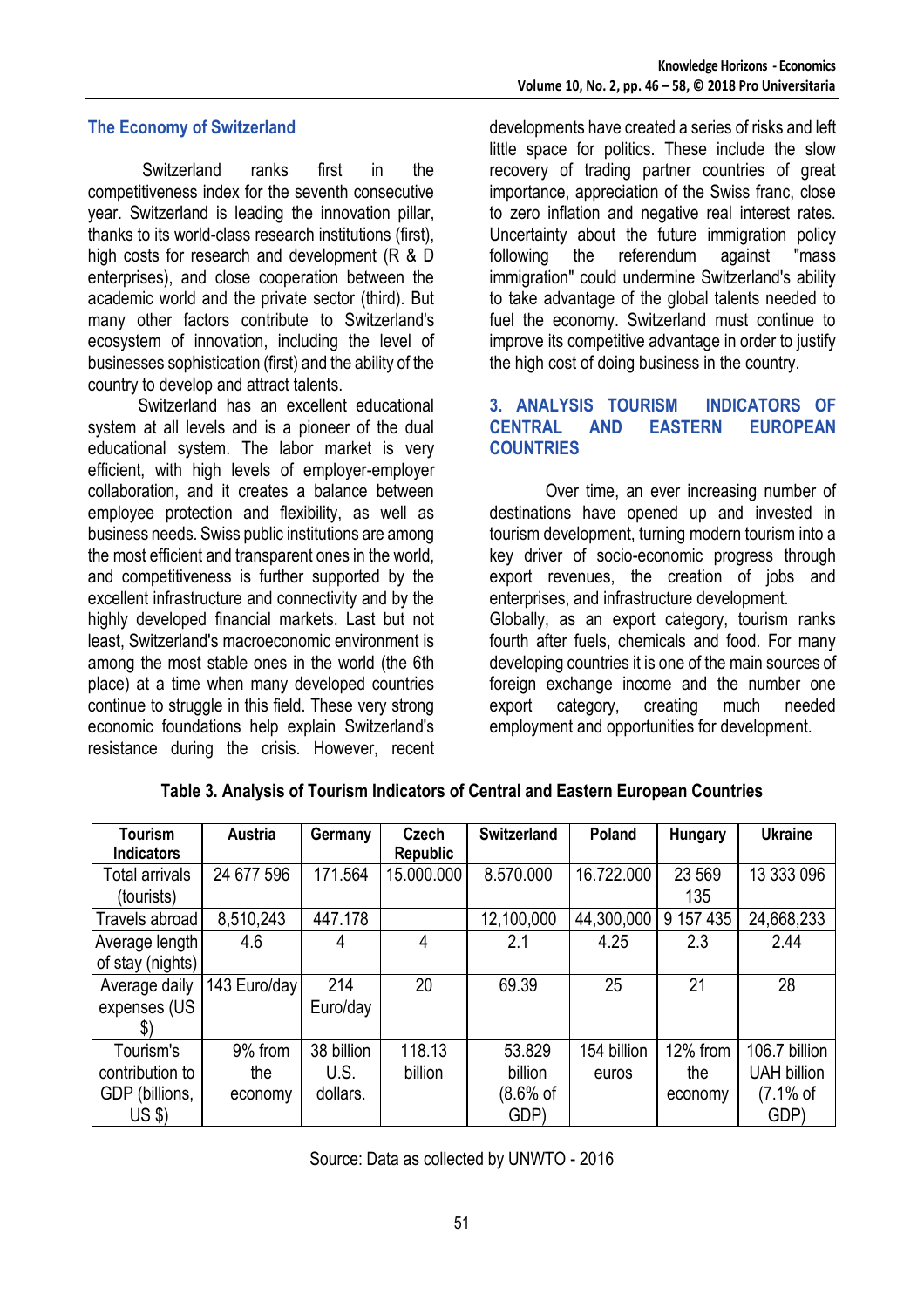## The Economy of Switzerland

Switzerland ranks first in the competitiveness index for the seventh consecutive year. Switzerland is leading the innovation pillar, thanks to its world-class research institutions (first), high costs for research and development (R & D enterprises), and close cooperation between the academic world and the private sector (third). But many other factors contribute to Switzerland's ecosystem of innovation, including the level of businesses sophistication (first) and the ability of the country to develop and attract talents.

Switzerland has an excellent educational system at all levels and is a pioneer of the dual educational system. The labor market is very efficient, with high levels of employer-employer collaboration, and it creates a balance between employee protection and flexibility, as well as business needs. Swiss public institutions are among the most efficient and transparent ones in the world, and competitiveness is further supported by the excellent infrastructure and connectivity and by the highly developed financial markets. Last but not least, Switzerland's macroeconomic environment is among the most stable ones in the world (the 6th place) at a time when many developed countries continue to struggle in this field. These very strong economic foundations help explain Switzerland's resistance during the crisis. However, recent developments have created a series of risks and left little space for politics. These include the slow recovery of trading partner countries of great importance, appreciation of the Swiss franc, close to zero inflation and negative real interest rates. Uncertainty about the future immigration policy following the referendum against "mass immigration" could undermine Switzerland's ability to take advantage of the global talents needed to fuel the economy. Switzerland must continue to improve its competitive advantage in order to justify the high cost of doing business in the country.

## 3. ANALYSIS TOURISM INDICATORS OF CENTRAL AND EASTERN EUROPEAN COUNTRIES

Over time, an ever increasing number of destinations have opened up and invested in tourism development, turning modern tourism into a key driver of socio-economic progress through export revenues, the creation of jobs and enterprises, and infrastructure development.
Globally, as an export category, tourism ranks fourth after fuels, chemicals and food. For many developing countries it is one of the main sources of foreign exchange income and the number one export category, creating much needed employment and opportunities for development.

**Table 3. Analysis of Tourism Indicators of Central and Eastern European Countries**

| Tourism Indicators | Austria | Germany | Czech Republic | Switzerland | Poland | Hungary | Ukraine |
|---|---|---|---|---|---|---|---|
| Total arrivals (tourists) | 24 677 596 | 171.564 | 15.000.000 | 8.570.000 | 16.722.000 | 23 569 135 | 13 333 096 |
| Travels abroad | 8,510,243 | 447.178 | | 12,100,000 | 44,300,000 | 9 157 435 | 24,668,233 |
| Average length of stay (nights) | 4.6 | 4 | 4 | 2.1 | 4.25 | 2.3 | 2.44 |
| Average daily expenses (US $) | 143 Euro/day | 214 Euro/day | 20 | 69.39 | 25 | 21 | 28 |
| Tourism's contribution to GDP (billions, US $) | 9% from the economy | 38 billion U.S. dollars. | 118.13 billion | 53.829 billion (8.6% of GDP) | 154 billion euros | 12% from the economy | 106.7 billion UAH billion (7.1% of GDP) |

Source: Data as collected by UNWTO - 2016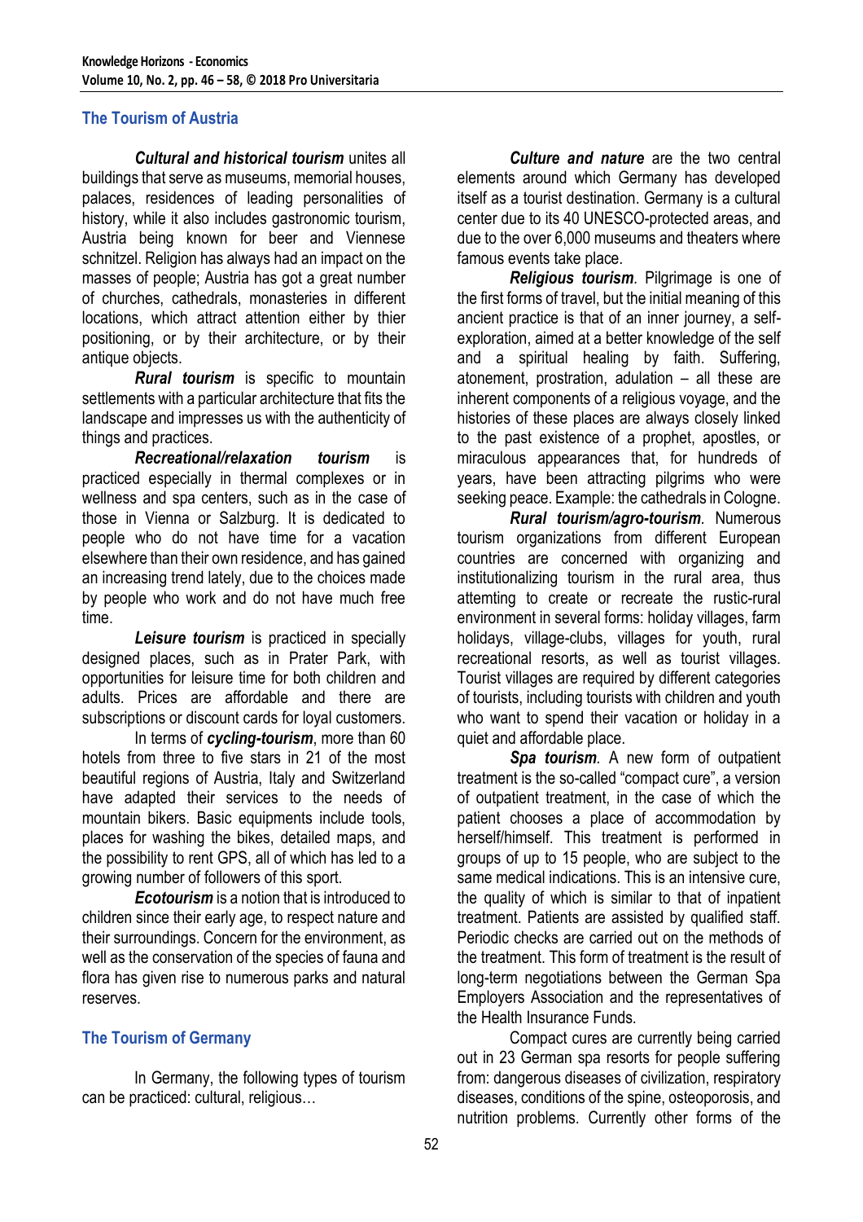## The Tourism of Austria

***Cultural and historical tourism*** unites all buildings that serve as museums, memorial houses, palaces, residences of leading personalities of history, while it also includes gastronomic tourism, Austria being known for beer and Viennese schnitzel. Religion has always had an impact on the masses of people; Austria has got a great number of churches, cathedrals, monasteries in different locations, which attract attention either by thier positioning, or by their architecture, or by their antique objects.

***Rural tourism*** is specific to mountain settlements with a particular architecture that fits the landscape and impresses us with the authenticity of things and practices.

***Recreational/relaxation tourism*** is practiced especially in thermal complexes or in wellness and spa centers, such as in the case of those in Vienna or Salzburg. It is dedicated to people who do not have time for a vacation elsewhere than their own residence, and has gained an increasing trend lately, due to the choices made by people who work and do not have much free time.

***Leisure tourism*** is practiced in specially designed places, such as in Prater Park, with opportunities for leisure time for both children and adults. Prices are affordable and there are subscriptions or discount cards for loyal customers.

In terms of ***cycling-tourism***, more than 60 hotels from three to five stars in 21 of the most beautiful regions of Austria, Italy and Switzerland have adapted their services to the needs of mountain bikers. Basic equipments include tools, places for washing the bikes, detailed maps, and the possibility to rent GPS, all of which has led to a growing number of followers of this sport.

***Ecotourism*** is a notion that is introduced to children since their early age, to respect nature and their surroundings. Concern for the environment, as well as the conservation of the species of fauna and flora has given rise to numerous parks and natural reserves.

## The Tourism of Germany

In Germany, the following types of tourism can be practiced: cultural, religious…

***Culture and nature*** are the two central elements around which Germany has developed itself as a tourist destination. Germany is a cultural center due to its 40 UNESCO-protected areas, and due to the over 6,000 museums and theaters where famous events take place.

***Religious tourism***. Pilgrimage is one of the first forms of travel, but the initial meaning of this ancient practice is that of an inner journey, a self-exploration, aimed at a better knowledge of the self and a spiritual healing by faith. Suffering, atonement, prostration, adulation – all these are inherent components of a religious voyage, and the histories of these places are always closely linked to the past existence of a prophet, apostles, or miraculous appearances that, for hundreds of years, have been attracting pilgrims who were seeking peace. Example: the cathedrals in Cologne.

***Rural tourism/agro-tourism***. Numerous tourism organizations from different European countries are concerned with organizing and institutionalizing tourism in the rural area, thus attemting to create or recreate the rustic-rural environment in several forms: holiday villages, farm holidays, village-clubs, villages for youth, rural recreational resorts, as well as tourist villages. Tourist villages are required by different categories of tourists, including tourists with children and youth who want to spend their vacation or holiday in a quiet and affordable place.

***Spa tourism***. A new form of outpatient treatment is the so-called "compact cure", a version of outpatient treatment, in the case of which the patient chooses a place of accommodation by herself/himself. This treatment is performed in groups of up to 15 people, who are subject to the same medical indications. This is an intensive cure, the quality of which is similar to that of inpatient treatment. Patients are assisted by qualified staff. Periodic checks are carried out on the methods of the treatment. This form of treatment is the result of long-term negotiations between the German Spa Employers Association and the representatives of the Health Insurance Funds.

Compact cures are currently being carried out in 23 German spa resorts for people suffering from: dangerous diseases of civilization, respiratory diseases, conditions of the spine, osteoporosis, and nutrition problems. Currently other forms of the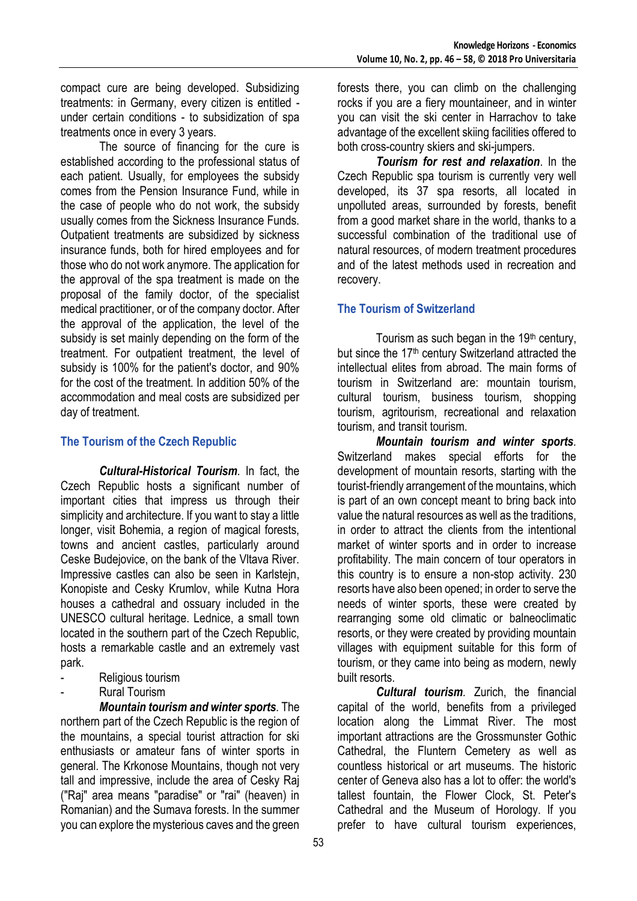compact cure are being developed. Subsidizing treatments: in Germany, every citizen is entitled - under certain conditions - to subsidization of spa treatments once in every 3 years.

The source of financing for the cure is established according to the professional status of each patient. Usually, for employees the subsidy comes from the Pension Insurance Fund, while in the case of people who do not work, the subsidy usually comes from the Sickness Insurance Funds. Outpatient treatments are subsidized by sickness insurance funds, both for hired employees and for those who do not work anymore. The application for the approval of the spa treatment is made on the proposal of the family doctor, of the specialist medical practitioner, or of the company doctor. After the approval of the application, the level of the subsidy is set mainly depending on the form of the treatment. For outpatient treatment, the level of subsidy is 100% for the patient's doctor, and 90% for the cost of the treatment. In addition 50% of the accommodation and meal costs are subsidized per day of treatment.

## The Tourism of the Czech Republic

***Cultural-Historical Tourism***. In fact, the Czech Republic hosts a significant number of important cities that impress us through their simplicity and architecture. If you want to stay a little longer, visit Bohemia, a region of magical forests, towns and ancient castles, particularly around Ceske Budejovice, on the bank of the Vltava River. Impressive castles can also be seen in Karlstejn, Konopiste and Cesky Krumlov, while Kutna Hora houses a cathedral and ossuary included in the UNESCO cultural heritage. Lednice, a small town located in the southern part of the Czech Republic, hosts a remarkable castle and an extremely vast park.

- Religious tourism
- Rural Tourism

***Mountain tourism and winter sports***. The northern part of the Czech Republic is the region of the mountains, a special tourist attraction for ski enthusiasts or amateur fans of winter sports in general. The Krkonose Mountains, though not very tall and impressive, include the area of Cesky Raj ("Raj" area means "paradise" or "rai" (heaven) in Romanian) and the Sumava forests. In the summer you can explore the mysterious caves and the green forests there, you can climb on the challenging rocks if you are a fiery mountaineer, and in winter you can visit the ski center in Harrachov to take advantage of the excellent skiing facilities offered to both cross-country skiers and ski-jumpers.

***Tourism for rest and relaxation***. In the Czech Republic spa tourism is currently very well developed, its 37 spa resorts, all located in unpolluted areas, surrounded by forests, benefit from a good market share in the world, thanks to a successful combination of the traditional use of natural resources, of modern treatment procedures and of the latest methods used in recreation and recovery.

## The Tourism of Switzerland

Tourism as such began in the 19th century, but since the 17th century Switzerland attracted the intellectual elites from abroad. The main forms of tourism in Switzerland are: mountain tourism, cultural tourism, business tourism, shopping tourism, agritourism, recreational and relaxation tourism, and transit tourism.

***Mountain tourism and winter sports***. Switzerland makes special efforts for the development of mountain resorts, starting with the tourist-friendly arrangement of the mountains, which is part of an own concept meant to bring back into value the natural resources as well as the traditions, in order to attract the clients from the intentional market of winter sports and in order to increase profitability. The main concern of tour operators in this country is to ensure a non-stop activity. 230 resorts have also been opened; in order to serve the needs of winter sports, these were created by rearranging some old climatic or balneoclimatic resorts, or they were created by providing mountain villages with equipment suitable for this form of tourism, or they came into being as modern, newly built resorts.

***Cultural tourism***. Zurich, the financial capital of the world, benefits from a privileged location along the Limmat River. The most important attractions are the Grossmunster Gothic Cathedral, the Fluntern Cemetery as well as countless historical or art museums. The historic center of Geneva also has a lot to offer: the world's tallest fountain, the Flower Clock, St. Peter's Cathedral and the Museum of Horology. If you prefer to have cultural tourism experiences,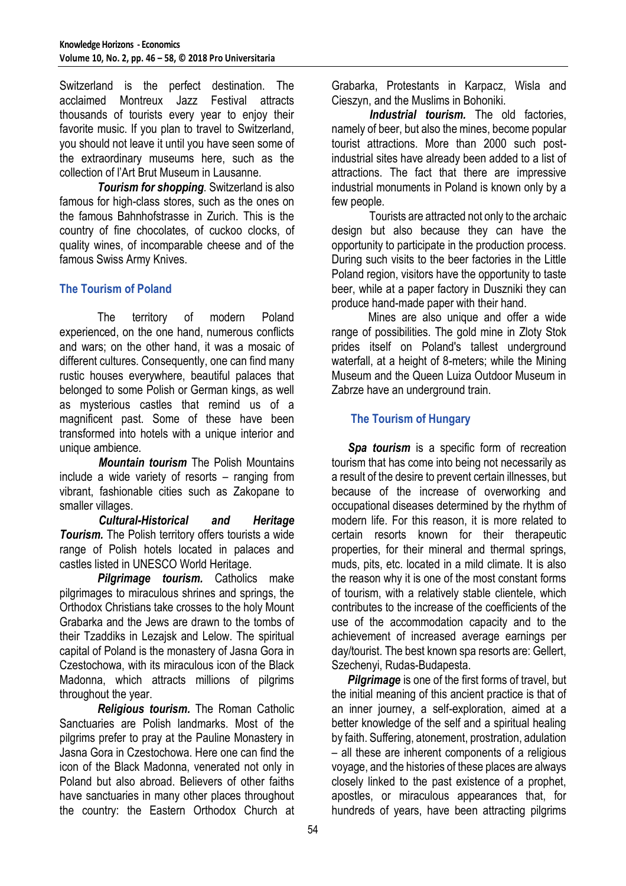Switzerland is the perfect destination. The acclaimed Montreux Jazz Festival attracts thousands of tourists every year to enjoy their favorite music. If you plan to travel to Switzerland, you should not leave it until you have seen some of the extraordinary museums here, such as the collection of l'Art Brut Museum in Lausanne.

***Tourism for shopping***. Switzerland is also famous for high-class stores, such as the ones on the famous Bahnhofstrasse in Zurich. This is the country of fine chocolates, of cuckoo clocks, of quality wines, of incomparable cheese and of the famous Swiss Army Knives.

## The Tourism of Poland

The territory of modern Poland experienced, on the one hand, numerous conflicts and wars; on the other hand, it was a mosaic of different cultures. Consequently, one can find many rustic houses everywhere, beautiful palaces that belonged to some Polish or German kings, as well as mysterious castles that remind us of a magnificent past. Some of these have been transformed into hotels with a unique interior and unique ambience.

***Mountain tourism*** The Polish Mountains include a wide variety of resorts – ranging from vibrant, fashionable cities such as Zakopane to smaller villages.

***Cultural-Historical and Heritage Tourism.*** The Polish territory offers tourists a wide range of Polish hotels located in palaces and castles listed in UNESCO World Heritage.

***Pilgrimage tourism.*** Catholics make pilgrimages to miraculous shrines and springs, the Orthodox Christians take crosses to the holy Mount Grabarka and the Jews are drawn to the tombs of their Tzaddiks in Lezajsk and Lelow. The spiritual capital of Poland is the monastery of Jasna Gora in Czestochowa, with its miraculous icon of the Black Madonna, which attracts millions of pilgrims throughout the year.

***Religious tourism.*** The Roman Catholic Sanctuaries are Polish landmarks. Most of the pilgrims prefer to pray at the Pauline Monastery in Jasna Gora in Czestochowa. Here one can find the icon of the Black Madonna, venerated not only in Poland but also abroad. Believers of other faiths have sanctuaries in many other places throughout the country: the Eastern Orthodox Church at Grabarka, Protestants in Karpacz, Wisla and Cieszyn, and the Muslims in Bohoniki.

***Industrial tourism.*** The old factories, namely of beer, but also the mines, become popular tourist attractions. More than 2000 such post-industrial sites have already been added to a list of attractions. The fact that there are impressive industrial monuments in Poland is known only by a few people.

Tourists are attracted not only to the archaic design but also because they can have the opportunity to participate in the production process. During such visits to the beer factories in the Little Poland region, visitors have the opportunity to taste beer, while at a paper factory in Duszniki they can produce hand-made paper with their hand.

Mines are also unique and offer a wide range of possibilities. The gold mine in Zloty Stok prides itself on Poland's tallest underground waterfall, at a height of 8-meters; while the Mining Museum and the Queen Luiza Outdoor Museum in Zabrze have an underground train.

## The Tourism of Hungary

***Spa tourism*** is a specific form of recreation tourism that has come into being not necessarily as a result of the desire to prevent certain illnesses, but because of the increase of overworking and occupational diseases determined by the rhythm of modern life. For this reason, it is more related to certain resorts known for their therapeutic properties, for their mineral and thermal springs, muds, pits, etc. located in a mild climate. It is also the reason why it is one of the most constant forms of tourism, with a relatively stable clientele, which contributes to the increase of the coefficients of the use of the accommodation capacity and to the achievement of increased average earnings per day/tourist. The best known spa resorts are: Gellert, Szechenyi, Rudas-Budapesta.

***Pilgrimage*** is one of the first forms of travel, but the initial meaning of this ancient practice is that of an inner journey, a self-exploration, aimed at a better knowledge of the self and a spiritual healing by faith. Suffering, atonement, prostration, adulation – all these are inherent components of a religious voyage, and the histories of these places are always closely linked to the past existence of a prophet, apostles, or miraculous appearances that, for hundreds of years, have been attracting pilgrims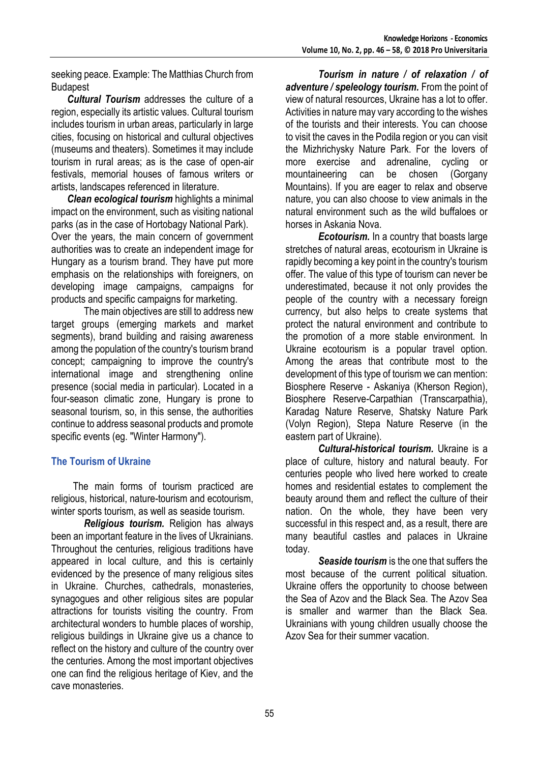seeking peace. Example: The Matthias Church from Budapest

***Cultural Tourism*** addresses the culture of a region, especially its artistic values. Cultural tourism includes tourism in urban areas, particularly in large cities, focusing on historical and cultural objectives (museums and theaters). Sometimes it may include tourism in rural areas; as is the case of open-air festivals, memorial houses of famous writers or artists, landscapes referenced in literature.

***Clean ecological tourism*** highlights a minimal impact on the environment, such as visiting national parks (as in the case of Hortobagy National Park). Over the years, the main concern of government authorities was to create an independent image for Hungary as a tourism brand. They have put more emphasis on the relationships with foreigners, on developing image campaigns, campaigns for products and specific campaigns for marketing.

The main objectives are still to address new target groups (emerging markets and market segments), brand building and raising awareness among the population of the country's tourism brand concept; campaigning to improve the country's international image and strengthening online presence (social media in particular). Located in a four-season climatic zone, Hungary is prone to seasonal tourism, so, in this sense, the authorities continue to address seasonal products and promote specific events (eg. "Winter Harmony").

## The Tourism of Ukraine

The main forms of tourism practiced are religious, historical, nature-tourism and ecotourism, winter sports tourism, as well as seaside tourism.

***Religious tourism.*** Religion has always been an important feature in the lives of Ukrainians. Throughout the centuries, religious traditions have appeared in local culture, and this is certainly evidenced by the presence of many religious sites in Ukraine. Churches, cathedrals, monasteries, synagogues and other religious sites are popular attractions for tourists visiting the country. From architectural wonders to humble places of worship, religious buildings in Ukraine give us a chance to reflect on the history and culture of the country over the centuries. Among the most important objectives one can find the religious heritage of Kiev, and the cave monasteries.

***Tourism in nature / of relaxation / of adventure / speleology tourism.*** From the point of view of natural resources, Ukraine has a lot to offer. Activities in nature may vary according to the wishes of the tourists and their interests. You can choose to visit the caves in the Podila region or you can visit the Mizhrichysky Nature Park. For the lovers of more exercise and adrenaline, cycling or mountaineering can be chosen (Gorgany Mountains). If you are eager to relax and observe nature, you can also choose to view animals in the natural environment such as the wild buffaloes or horses in Askania Nova.

***Ecotourism.*** In a country that boasts large stretches of natural areas, ecotourism in Ukraine is rapidly becoming a key point in the country's tourism offer. The value of this type of tourism can never be underestimated, because it not only provides the people of the country with a necessary foreign currency, but also helps to create systems that protect the natural environment and contribute to the promotion of a more stable environment. In Ukraine ecotourism is a popular travel option. Among the areas that contribute most to the development of this type of tourism we can mention: Biosphere Reserve - Askaniya (Kherson Region), Biosphere Reserve-Carpathian (Transcarpathia), Karadag Nature Reserve, Shatsky Nature Park (Volyn Region), Stepa Nature Reserve (in the eastern part of Ukraine).

***Cultural-historical tourism.*** Ukraine is a place of culture, history and natural beauty. For centuries people who lived here worked to create homes and residential estates to complement the beauty around them and reflect the culture of their nation. On the whole, they have been very successful in this respect and, as a result, there are many beautiful castles and palaces in Ukraine today.

***Seaside tourism*** is the one that suffers the most because of the current political situation. Ukraine offers the opportunity to choose between the Sea of Azov and the Black Sea. The Azov Sea is smaller and warmer than the Black Sea. Ukrainians with young children usually choose the Azov Sea for their summer vacation.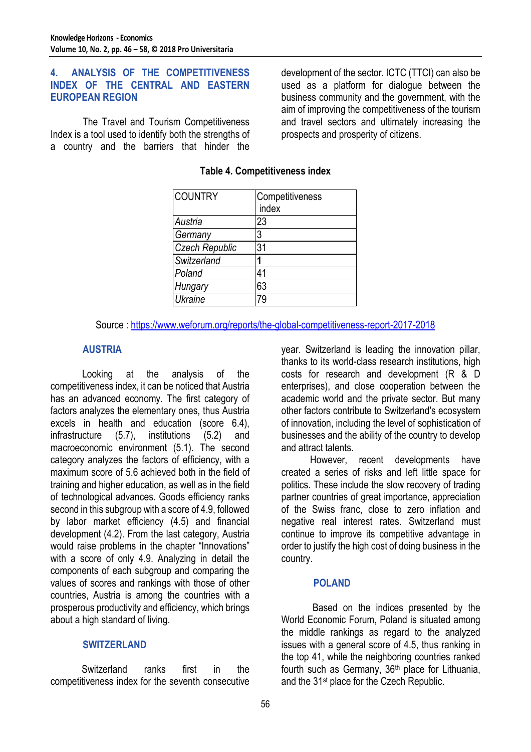## 4. ANALYSIS OF THE COMPETITIVENESS INDEX OF THE CENTRAL AND EASTERN EUROPEAN REGION

The Travel and Tourism Competitiveness Index is a tool used to identify both the strengths of a country and the barriers that hinder the development of the sector. ICTC (TTCI) can also be used as a platform for dialogue between the business community and the government, with the aim of improving the competitiveness of the tourism and travel sectors and ultimately increasing the prospects and prosperity of citizens.

**Table 4. Competitiveness index**

| COUNTRY | Competitiveness index |
|---|---|
| *Austria* | 23 |
| *Germany* | 3 |
| *Czech Republic* | 31 |
| *Switzerland* | **1** |
| *Poland* | 41 |
| *Hungary* | 63 |
| *Ukraine* | 79 |

Source : https://www.weforum.org/reports/the-global-competitiveness-report-2017-2018

### AUSTRIA

Looking at the analysis of the competitiveness index, it can be noticed that Austria has an advanced economy. The first category of factors analyzes the elementary ones, thus Austria excels in health and education (score 6.4), infrastructure (5.7), institutions (5.2) and macroeconomic environment (5.1). The second category analyzes the factors of efficiency, with a maximum score of 5.6 achieved both in the field of training and higher education, as well as in the field of technological advances. Goods efficiency ranks second in this subgroup with a score of 4.9, followed by labor market efficiency (4.5) and financial development (4.2). From the last category, Austria would raise problems in the chapter "Innovations" with a score of only 4.9. Analyzing in detail the components of each subgroup and comparing the values of scores and rankings with those of other countries, Austria is among the countries with a prosperous productivity and efficiency, which brings about a high standard of living.

### SWITZERLAND

Switzerland ranks first in the competitiveness index for the seventh consecutive year. Switzerland is leading the innovation pillar, thanks to its world-class research institutions, high costs for research and development (R & D enterprises), and close cooperation between the academic world and the private sector. But many other factors contribute to Switzerland's ecosystem of innovation, including the level of sophistication of businesses and the ability of the country to develop and attract talents.

However, recent developments have created a series of risks and left little space for politics. These include the slow recovery of trading partner countries of great importance, appreciation of the Swiss franc, close to zero inflation and negative real interest rates. Switzerland must continue to improve its competitive advantage in order to justify the high cost of doing business in the country.

### POLAND

Based on the indices presented by the World Economic Forum, Poland is situated among the middle rankings as regard to the analyzed issues with a general score of 4.5, thus ranking in the top 41, while the neighboring countries ranked fourth such as Germany, 36th place for Lithuania, and the 31st place for the Czech Republic.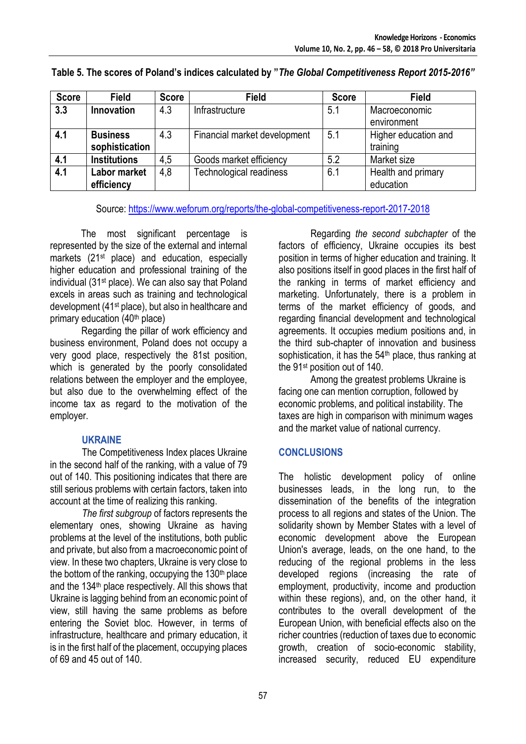**Table 5. The scores of Poland's indices calculated by "*The Global Competitiveness Report 2015-2016"***

| Score | Field | Score | Field | Score | Field |
|---|---|---|---|---|---|
| **3.3** | **Innovation** | 4.3 | Infrastructure | 5.1 | Macroeconomic environment |
| **4.1** | **Business sophistication** | 4.3 | Financial market development | 5.1 | Higher education and training |
| **4.1** | **Institutions** | 4,5 | Goods market efficiency | 5.2 | Market size |
| **4.1** | **Labor market efficiency** | 4,8 | Technological readiness | 6.1 | Health and primary education |

Source: https://www.weforum.org/reports/the-global-competitiveness-report-2017-2018

The most significant percentage is represented by the size of the external and internal markets (21st place) and education, especially higher education and professional training of the individual (31st place). We can also say that Poland excels in areas such as training and technological development (41st place), but also in healthcare and primary education (40th place)

Regarding the pillar of work efficiency and business environment, Poland does not occupy a very good place, respectively the 81st position, which is generated by the poorly consolidated relations between the employer and the employee, but also due to the overwhelming effect of the income tax as regard to the motivation of the employer.

### UKRAINE

The Competitiveness Index places Ukraine in the second half of the ranking, with a value of 79 out of 140. This positioning indicates that there are still serious problems with certain factors, taken into account at the time of realizing this ranking.

*The first subgroup* of factors represents the elementary ones, showing Ukraine as having problems at the level of the institutions, both public and private, but also from a macroeconomic point of view. In these two chapters, Ukraine is very close to the bottom of the ranking, occupying the 130th place and the 134th place respectively. All this shows that Ukraine is lagging behind from an economic point of view, still having the same problems as before entering the Soviet bloc. However, in terms of infrastructure, healthcare and primary education, it is in the first half of the placement, occupying places of 69 and 45 out of 140.

Regarding *the second subchapter* of the factors of efficiency, Ukraine occupies its best position in terms of higher education and training. It also positions itself in good places in the first half of the ranking in terms of market efficiency and marketing. Unfortunately, there is a problem in terms of the market efficiency of goods, and regarding financial development and technological agreements. It occupies medium positions and, in the third sub-chapter of innovation and business sophistication, it has the 54th place, thus ranking at the 91st position out of 140.

Among the greatest problems Ukraine is facing one can mention corruption, followed by economic problems, and political instability. The taxes are high in comparison with minimum wages and the market value of national currency.

## CONCLUSIONS

The holistic development policy of online businesses leads, in the long run, to the dissemination of the benefits of the integration process to all regions and states of the Union. The solidarity shown by Member States with a level of economic development above the European Union's average, leads, on the one hand, to the reducing of the regional problems in the less developed regions (increasing the rate of employment, productivity, income and production within these regions), and, on the other hand, it contributes to the overall development of the European Union, with beneficial effects also on the richer countries (reduction of taxes due to economic growth, creation of socio-economic stability, increased security, reduced EU expenditure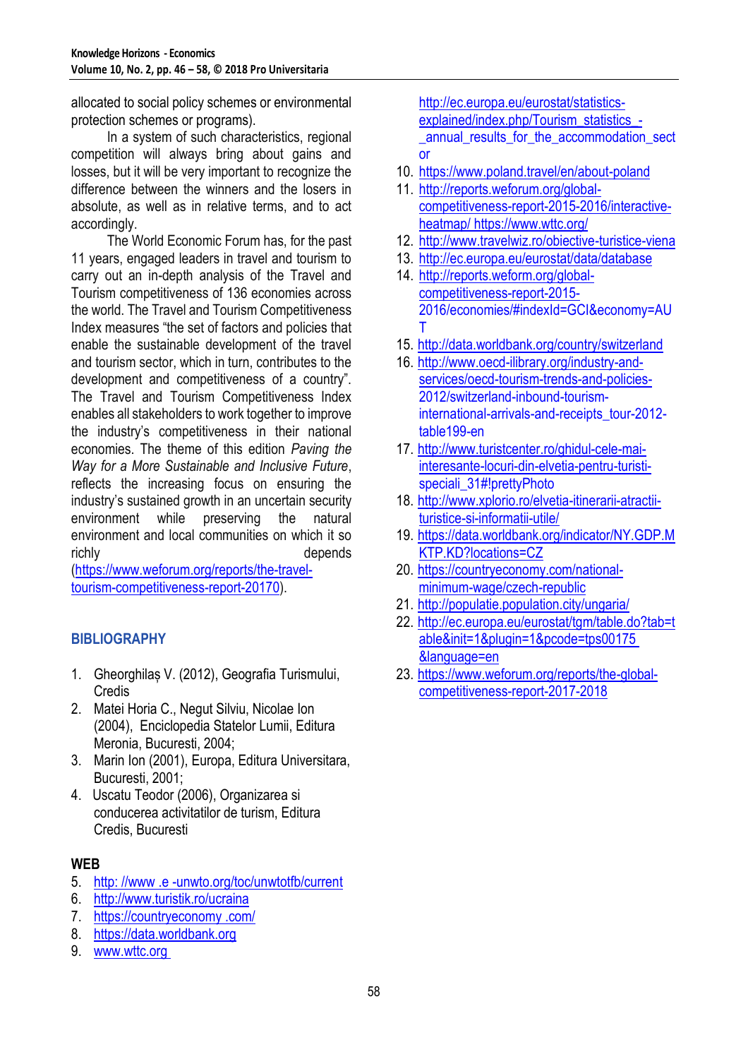allocated to social policy schemes or environmental protection schemes or programs).

In a system of such characteristics, regional competition will always bring about gains and losses, but it will be very important to recognize the difference between the winners and the losers in absolute, as well as in relative terms, and to act accordingly.

The World Economic Forum has, for the past 11 years, engaged leaders in travel and tourism to carry out an in-depth analysis of the Travel and Tourism competitiveness of 136 economies across the world. The Travel and Tourism Competitiveness Index measures "the set of factors and policies that enable the sustainable development of the travel and tourism sector, which in turn, contributes to the development and competitiveness of a country". The Travel and Tourism Competitiveness Index enables all stakeholders to work together to improve the industry's competitiveness in their national economies. The theme of this edition *Paving the Way for a More Sustainable and Inclusive Future*, reflects the increasing focus on ensuring the industry's sustained growth in an uncertain security environment while preserving the natural environment and local communities on which it so richly depends (https://www.weforum.org/reports/the-travel-tourism-competitiveness-report-20170).

## BIBLIOGRAPHY

1. Gheorghilaș V. (2012), Geografia Turismului, Credis
2. Matei Horia C., Negut Silviu, Nicolae Ion (2004), Enciclopedia Statelor Lumii, Editura Meronia, Bucuresti, 2004;
3. Marin Ion (2001), Europa, Editura Universitara, Bucuresti, 2001;
4. Uscatu Teodor (2006), Organizarea si conducerea activitatilor de turism, Editura Credis, Bucuresti

## WEB

5. http: //www .e -unwto.org/toc/unwtotfb/current
6. http://www.turistik.ro/ucraina
7. https://countryeconomy .com/
8. https://data.worldbank.org
9. www.wttc.org
   http://ec.europa.eu/eurostat/statistics-explained/index.php/Tourism_statistics_-_annual_results_for_the_accommodation_sector
10. https://www.poland.travel/en/about-poland
11. http://reports.weforum.org/global-competitiveness-report-2015-2016/interactive-heatmap/ https://www.wttc.org/
12. http://www.travelwiz.ro/obiective-turistice-viena
13. http://ec.europa.eu/eurostat/data/database
14. http://reports.weform.org/global-competitiveness-report-2015-2016/economies/#indexId=GCI&economy=AUT
15. http://data.worldbank.org/country/switzerland
16. http://www.oecd-ilibrary.org/industry-and-services/oecd-tourism-trends-and-policies-2012/switzerland-inbound-tourism-international-arrivals-and-receipts_tour-2012-table199-en
17. http://www.turistcenter.ro/ghidul-cele-mai-interesante-locuri-din-elvetia-pentru-turisti-speciali_31#!prettyPhoto
18. http://www.xplorio.ro/elvetia-itinerarii-atractii-turistice-si-informatii-utile/
19. https://data.worldbank.org/indicator/NY.GDP.MKTP.KD?locations=CZ
20. https://countryeconomy.com/national-minimum-wage/czech-republic
21. http://populatie.population.city/ungaria/
22. http://ec.europa.eu/eurostat/tgm/table.do?tab=table&init=1&plugin=1&pcode=tps00175 &language=en
23. https://www.weforum.org/reports/the-global-competitiveness-report-2017-2018